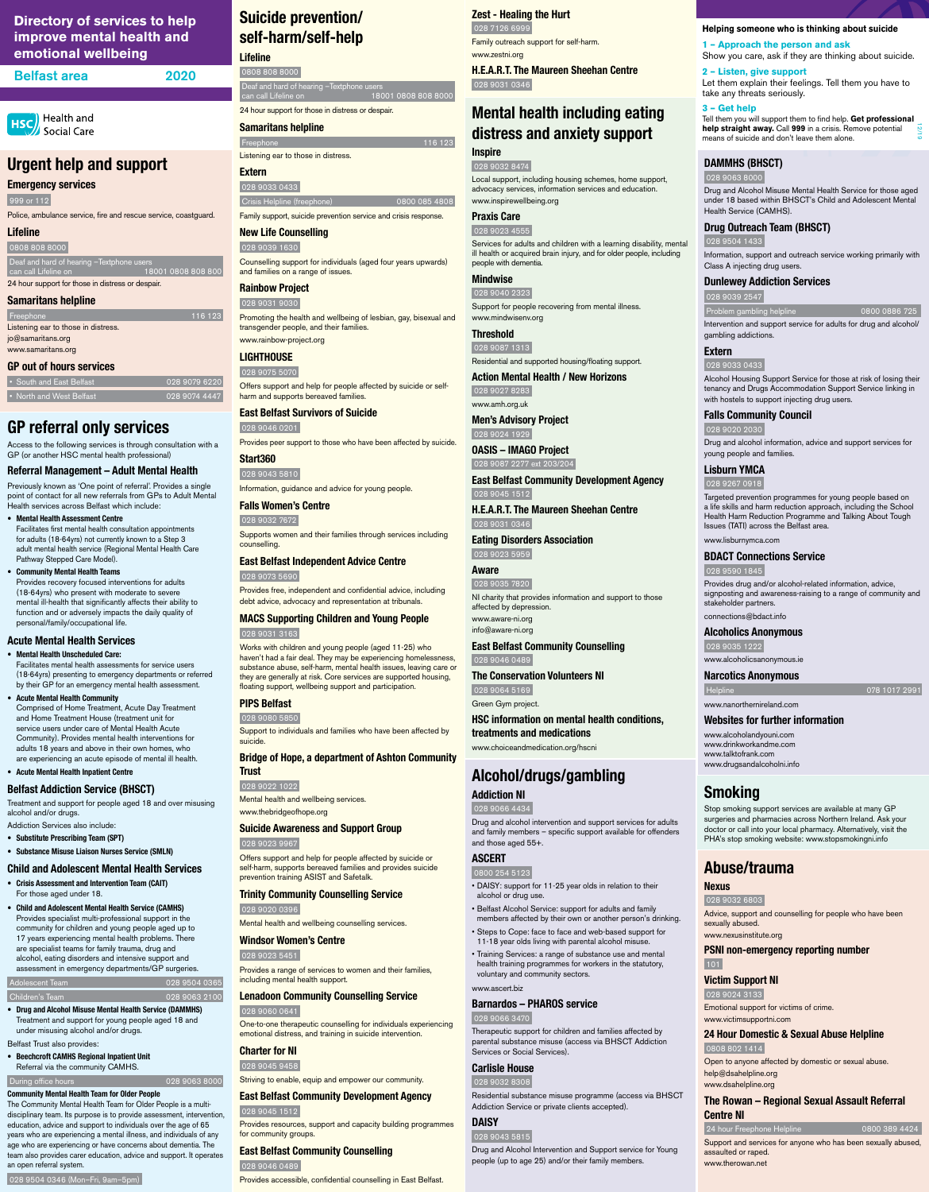# Directory of services to help improve mental health and emotional wellbeing

**Belfast area** 2020

HSC Health and Social Care

## Urgent help and support

### Emergency services

999 or 112

Police, ambulance service, fire and rescue service, coastguard.

### Lifeline

0808 808 8000

Deaf and hard of hearing –Textphone users can call Lifeline on 18001 0808 808 8000

24 hour support for those in distress or despair.

### Samaritans helpline

Freephone 116 123

Listening ear to those in distress.

jo@samaritans.org

www.samaritans.org

### GP out of hours services

- South and East Belfast 028 9079 6220
- North and West Belfast 028 9074 4447

## GP referral only services

Access to the following services is through consultation with a GP (or another HSC mental health professional)

### Referral Management – Adult Mental Health

Previously known as 'One point of referral'. Provides a single point of contact for all new referrals from GPs to Adult Mental Health services across Belfast which include:

- **Mental Health Assessment Centre**
  Facilitates first mental health consultation appointments for adults (18-64yrs) not currently known to a Step 3 adult mental health service (Regional Mental Health Care Pathway Stepped Care Model).
- **Community Mental Health Teams**
  Provides recovery focused interventions for adults (18-64yrs) who present with moderate to severe mental ill-health that significantly affects their ability to function and or adversely impacts the daily quality of personal/family/occupational life.

### Acute Mental Health Services

- **Mental Health Unscheduled Care:**
  Facilitates mental health assessments for service users (18-64yrs) presenting to emergency departments or referred by their GP for an emergency mental health assessment.
- **Acute Mental Health Community**
  Comprised of Home Treatment, Acute Day Treatment and Home Treatment House (treatment unit for service users under care of Mental Health Acute Community). Provides mental health interventions for adults 18 years and above in their own homes, who are experiencing an acute episode of mental ill health.
- **Acute Mental Health Inpatient Centre**

### Belfast Addiction Service (BHSCT)

Treatment and support for people aged 18 and over misusing alcohol and/or drugs.

Addiction Services also include:

- **Substitute Prescribing Team (SPT)**
- **Substance Misuse Liaison Nurses Service (SMLN)**

### Child and Adolescent Mental Health Services

- **Crisis Assessment and Intervention Team (CAIT)**
  For those aged under 18.
- **Child and Adolescent Mental Health Service (CAMHS)**
  Provides specialist multi-professional support in the community for children and young people aged up to 17 years experiencing mental health problems. There are specialist teams for family trauma, drug and alcohol, eating disorders and intensive support and assessment in emergency departments/GP surgeries.

Adolescent Team 028 9504 0365

Children's Team 028 9063 2100

- **Drug and Alcohol Misuse Mental Health Service (DAMMHS)**
  Treatment and support for young people aged 18 and under misusing alcohol and/or drugs.

Belfast Trust also provides:

- **Beechcroft CAMHS Regional Inpatient Unit**
  Referral via the community CAMHS.

During office hours 028 9063 8000

**Community Mental Health Team for Older People**

The Community Mental Health Team for Older People is a multi-disciplinary team. Its purpose is to provide assessment, intervention, education, advice and support to individuals over the age of 65 years who are experiencing a mental illness, and individuals of any age who are experiencing or have concerns about dementia. The team also provides carer education, advice and support. It operates an open referral system.

028 9504 0346 (Mon–Fri, 9am–5pm)

## Suicide prevention/ self-harm/self-help

### Lifeline

0808 808 8000

Deaf and hard of hearing –Textphone users can call Lifeline on 18001 0808 808 8000

24 hour support for those in distress or despair.

### Samaritans helpline

Freephone 116 123

Listening ear to those in distress.

### Extern

028 9033 0433

Crisis Helpline (freephone) 0800 085 4808

Family support, suicide prevention service and crisis response.

### New Life Counselling

028 9039 1630

Counselling support for individuals (aged four years upwards) and families on a range of issues.

### Rainbow Project

028 9031 9030

Promoting the health and wellbeing of lesbian, gay, bisexual and transgender people, and their families.

www.rainbow-project.org

### LIGHTHOUSE

028 9075 5070

Offers support and help for people affected by suicide or self-harm and supports bereaved families.

### East Belfast Survivors of Suicide

028 9046 0201

Provides peer support to those who have been affected by suicide.

### Start360

028 9043 5810

Information, guidance and advice for young people.

### Falls Women's Centre

028 9032 7672

Supports women and their families through services including counselling.

### East Belfast Independent Advice Centre

028 9073 5690

Provides free, independent and confidential advice, including debt advice, advocacy and representation at tribunals.

### MACS Supporting Children and Young People

028 9031 3163

Works with children and young people (aged 11-25) who haven't had a fair deal. They may be experiencing homelessness, substance abuse, self-harm, mental health issues, leaving care or they are generally at risk. Core services are supported housing, floating support, wellbeing support and participation.

### PIPS Belfast

028 9080 5850

Support to individuals and families who have been affected by suicide.

### Bridge of Hope, a department of Ashton Community Trust

028 9022 1022

Mental health and wellbeing services.

www.thebridgeofhope.org

### Suicide Awareness and Support Group

028 9023 9967

Offers support and help for people affected by suicide or self-harm, supports bereaved families and provides suicide prevention training ASIST and Safetalk.

### Trinity Community Counselling Service

028 9020 0396

Mental health and wellbeing counselling services.

### Windsor Women's Centre

028 9023 5451

Provides a range of services to women and their families, including mental health support.

### Lenadoon Community Counselling Service

028 9060 0641

One-to-one therapeutic counselling for individuals experiencing emotional distress, and training in suicide intervention.

### Charter for NI

028 9045 9458

Striving to enable, equip and empower our community.

### East Belfast Community Development Agency

028 9045 1512

Provides resources, support and capacity building programmes for community groups.

### East Belfast Community Counselling

028 9046 0489

Provides accessible, confidential counselling in East Belfast.

### Zest - Healing the Hurt

028 7126 6999

Family outreach support for self-harm.

www.zestni.org

### H.E.A.R.T. The Maureen Sheehan Centre

028 9031 0346

## Mental health including eating distress and anxiety support

### Inspire

028 9032 8474

Local support, including housing schemes, home support, advocacy services, information services and education.

www.inspirewellbeing.org

### Praxis Care

028 9023 4555

Services for adults and children with a learning disability, mental ill health or acquired brain injury, and for older people, including people with dementia.

### Mindwise

028 9040 2323

Support for people recovering from mental illness.

www.mindwisenv.org

### Threshold

028 9087 1313

Residential and supported housing/floating support.

### Action Mental Health / New Horizons

028 9027 8283

www.amh.org.uk

### Men's Advisory Project

028 9024 1929

### OASIS – IMAGO Project

028 9087 2277 ext 203/204

### East Belfast Community Development Agency

028 9045 1512

### H.E.A.R.T. The Maureen Sheehan Centre

028 9031 0346

### Eating Disorders Association

028 9023 5959

### Aware

028 9035 7820

NI charity that provides information and support to those affected by depression.

www.aware-ni.org

info@aware-ni.org

### East Belfast Community Counselling

028 9046 0489

### The Conservation Volunteers NI

028 9064 5169

Green Gym project.

### HSC information on mental health conditions, treatments and medications

www.choiceandmedication.org/hscni

## Alcohol/drugs/gambling

### Addiction NI

028 9066 4434

Drug and alcohol intervention and support services for adults and family members – specific support available for offenders and those aged 55+.

### ASCERT

0800 254 5123

- DAISY: support for 11-25 year olds in relation to their alcohol or drug use.
- Belfast Alcohol Service: support for adults and family members affected by their own or another person's drinking.
- Steps to Cope: face to face and web-based support for 11-18 year olds living with parental alcohol misuse.
- Training Services: a range of substance use and mental health training programmes for workers in the statutory, voluntary and community sectors.

www.ascert.biz

### Barnardos – PHAROS service

028 9066 3470

Therapeutic support for children and families affected by parental substance misuse (access via BHSCT Addiction Services or Social Services).

### Carlisle House

028 9032 8308

Residential substance misuse programme (access via BHSCT Addiction Service or private clients accepted).

### DAISY

028 9043 5815

Drug and Alcohol Intervention and Support service for Young people (up to age 25) and/or their family members.

## Helping someone who is thinking about suicide

**1 – Approach the person and ask**

Show you care, ask if they are thinking about suicide.

**2 – Listen, give support**

Let them explain their feelings. Tell them you have to take any threats seriously.

**3 – Get help**

Tell them you will support them to find help. **Get professional help straight away.** Call **999** in a crisis. Remove potential means of suicide and don't leave them alone.

### DAMMHS (BHSCT)

028 9063 8000

Drug and Alcohol Misuse Mental Health Service for those aged under 18 based within BHSCT's Child and Adolescent Mental Health Service (CAMHS).

### Drug Outreach Team (BHSCT)

028 9504 1433

Information, support and outreach service working primarily with Class A injecting drug users.

### Dunlewey Addiction Services

028 9039 2547

Problem gambling helpline 0800 0886 725

Intervention and support service for adults for drug and alcohol/gambling addictions.

### Extern

028 9033 0433

Alcohol Housing Support Service for those at risk of losing their tenancy and Drugs Accommodation Support Service linking in with hostels to support injecting drug users.

### Falls Community Council

028 9020 2030

Drug and alcohol information, advice and support services for young people and families.

### Lisburn YMCA

028 9267 0918

Targeted prevention programmes for young people based on a life skills and harm reduction approach, including the School Health Harm Reduction Programme and Talking About Tough Issues (TATI) across the Belfast area.

www.lisburnymca.com

### BDACT Connections Service

028 9590 1845

Provides drug and/or alcohol-related information, advice, signposting and awareness-raising to a range of community and stakeholder partners.

connections@bdact.info

### Alcoholics Anonymous

028 9035 1222

www.alcoholicsanonymous.ie

### Narcotics Anonymous

Helpline 078 1017 2991

www.nanorthernireland.com

### Websites for further information

www.alcoholandyouni.com
www.drinkworkandme.com
www.talktofrank.com
www.drugsandalcoholni.info

## Smoking

Stop smoking support services are available at many GP surgeries and pharmacies across Northern Ireland. Ask your doctor or call into your local pharmacy. Alternatively, visit the PHA's stop smoking website: www.stopsmokingni.info

## Abuse/trauma

### Nexus

028 9032 6803

Advice, support and counselling for people who have been sexually abused.

www.nexusinstitute.org

### PSNI non-emergency reporting number

101

### Victim Support NI

028 9024 3133

Emotional support for victims of crime.

www.victimsupportni.com

### 24 Hour Domestic & Sexual Abuse Helpline

0808 802 1414

Open to anyone affected by domestic or sexual abuse.

help@dsahelpline.org

www.dsahelpline.org

### The Rowan – Regional Sexual Assault Referral Centre NI

24 hour Freephone Helpline 0800 389 4424

Support and services for anyone who has been sexually abused, assaulted or raped.

www.therowan.net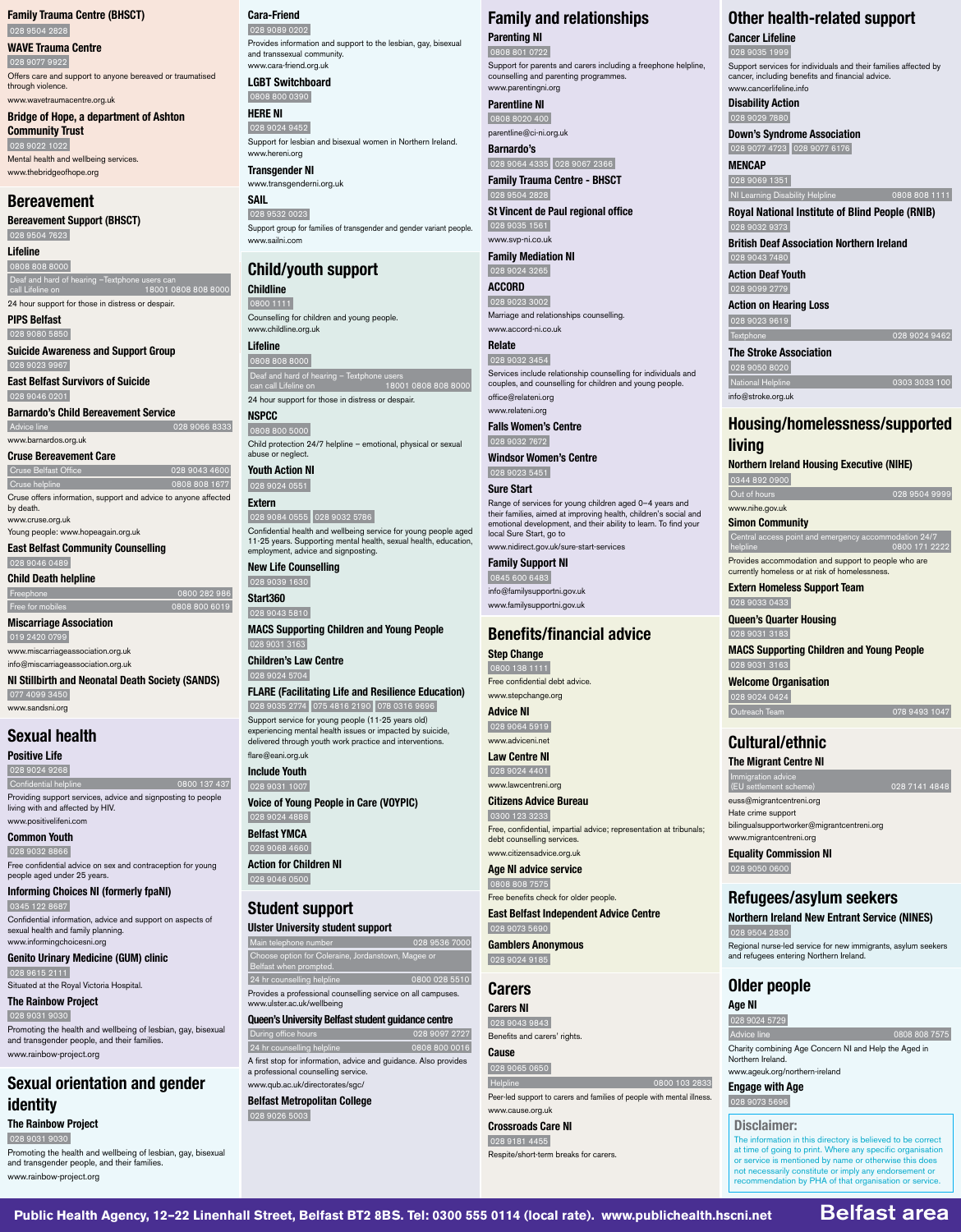**Family Trauma Centre (BHSCT)**
028 9504 2828

**WAVE Trauma Centre**
028 9077 9922
Offers care and support to anyone bereaved or traumatised through violence.
www.wavetraumacentre.org.uk

**Bridge of Hope, a department of Ashton Community Trust**
028 9022 1022
Mental health and wellbeing services.
www.thebridgeofhope.org

## Bereavement

**Bereavement Support (BHSCT)**
028 9504 7623

**Lifeline**
0808 808 8000
Deaf and hard of hearing –Textphone users can call Lifeline on 18001 0808 808 8000
24 hour support for those in distress or despair.

**PIPS Belfast**
028 9080 5850

**Suicide Awareness and Support Group**
028 9023 9967

**East Belfast Survivors of Suicide**
028 9046 0201

**Barnardo's Child Bereavement Service**
Advice line 028 9066 8333
www.barnardos.org.uk

**Cruse Bereavement Care**
Cruse Belfast Office 028 9043 4600
Cruse helpline 0808 808 1677
Cruse offers information, support and advice to anyone affected by death.
www.cruse.org.uk
Young people: www.hopeagain.org.uk

**East Belfast Community Counselling**
028 9046 0489

**Child Death helpline**
Freephone 0800 282 986
Free for mobiles 0808 800 6019

**Miscarriage Association**
019 2420 0799
www.miscarriageassociation.org.uk
info@miscarriageassociation.org.uk

**NI Stillbirth and Neonatal Death Society (SANDS)**
077 4099 3450
www.sandsni.org

## Sexual health

**Positive Life**
028 9024 9268
Confidential helpline 0800 137 437
Providing support services, advice and signposting to people living with and affected by HIV.
www.positivelifeni.com

**Common Youth**
028 9032 8866
Free confidential advice on sex and contraception for young people aged under 25 years.

**Informing Choices NI (formerly fpaNI)**
0345 122 8687
Confidential information, advice and support on aspects of sexual health and family planning.
www.informingchoicesni.org

**Genito Urinary Medicine (GUM) clinic**
028 9615 2111
Situated at the Royal Victoria Hospital.

**The Rainbow Project**
028 9031 9030
Promoting the health and wellbeing of lesbian, gay, bisexual and transgender people, and their families.
www.rainbow-project.org

## Sexual orientation and gender identity

**The Rainbow Project**
028 9031 9030
Promoting the health and wellbeing of lesbian, gay, bisexual and transgender people, and their families.
www.rainbow-project.org

**Cara-Friend**
028 9089 0202
Provides information and support to the lesbian, gay, bisexual and transsexual community.
www.cara-friend.org.uk

**LGBT Switchboard**
0808 800 0390

**HERE NI**
028 9024 9452
Support for lesbian and bisexual women in Northern Ireland.
www.hereni.org

**Transgender NI**
www.transgenderni.org.uk

**SAIL**
028 9532 0023
Support group for families of transgender and gender variant people.
www.sailni.com

## Child/youth support

**Childline**
0800 1111
Counselling for children and young people.
www.childline.org.uk

**Lifeline**
0808 808 8000
Deaf and hard of hearing – Textphone users can call Lifeline on 18001 0808 808 8000
24 hour support for those in distress or despair.

**NSPCC**
0808 800 5000
Child protection 24/7 helpline – emotional, physical or sexual abuse or neglect.

**Youth Action NI**
028 9024 0551

**Extern**
028 9084 0555 028 9032 5786
Confidential health and wellbeing service for young people aged 11-25 years. Supporting mental health, sexual health, education, employment, advice and signposting.

**New Life Counselling**
028 9039 1630

**Start360**
028 9043 5810

**MACS Supporting Children and Young People**
028 9031 3163

**Children's Law Centre**
028 9024 5704

**FLARE (Facilitating Life and Resilience Education)**
028 9035 2774 075 4816 2190 078 0316 9696
Support service for young people (11-25 years old) experiencing mental health issues or impacted by suicide, delivered through youth work practice and interventions.
flare@eani.org.uk

**Include Youth**
028 9031 1007

**Voice of Young People in Care (VOYPIC)**
028 9024 4888

**Belfast YMCA**
028 9068 4660

**Action for Children NI**
028 9046 0500

## Student support

**Ulster University student support**
Main telephone number 028 9536 7000
Choose option for Coleraine, Jordanstown, Magee or Belfast when prompted.
24 hr counselling helpline 0800 028 5510
Provides a professional counselling service on all campuses.
www.ulster.ac.uk/wellbeing

**Queen's University Belfast student guidance centre**
During office hours 028 9097 2727
24 hr counselling helpline 0808 800 0016
A first stop for information, advice and guidance. Also provides a professional counselling service.
www.qub.ac.uk/directorates/sgc/

**Belfast Metropolitan College**
028 9026 5003

## Family and relationships

**Parenting NI**
0808 801 0722
Support for parents and carers including a freephone helpline, counselling and parenting programmes.
www.parentingni.org

**Parentline NI**
0808 8020 400
parentline@ci-ni.org.uk

**Barnardo's**
028 9064 4335 028 9067 2366

**Family Trauma Centre - BHSCT**
028 9504 2828

**St Vincent de Paul regional office**
028 9035 1561
www.svp-ni.co.uk

**Family Mediation NI**
028 9024 3265

**ACCORD**
028 9023 3002
Marriage and relationships counselling.
www.accord-ni.co.uk

**Relate**
028 9032 3454
Services include relationship counselling for individuals and couples, and counselling for children and young people.
office@relateni.org
www.relateni.org

**Falls Women's Centre**
028 9032 7672

**Windsor Women's Centre**
028 9023 5451

**Sure Start**
Range of services for young children aged 0–4 years and their families, aimed at improving health, children's social and emotional development, and their ability to learn. To find your local Sure Start, go to
www.nidirect.gov.uk/sure-start-services

**Family Support NI**
0845 600 6483
info@familysupportni.gov.uk
www.familysupportni.gov.uk

## Benefits/financial advice

**Step Change**
0800 138 1111
Free confidential debt advice.
www.stepchange.org

**Advice NI**
028 9064 5919
www.adviceni.net

**Law Centre NI**
028 9024 4401
www.lawcentreni.org

**Citizens Advice Bureau**
0300 123 3233
Free, confidential, impartial advice; representation at tribunals; debt counselling services.
www.citizensadvice.org.uk

**Age NI advice service**
0808 808 7575
Free benefits check for older people.

**East Belfast Independent Advice Centre**
028 9073 5690

**Gamblers Anonymous**
028 9024 9185

## Carers

**Carers NI**
028 9043 9843
Benefits and carers' rights.

**Cause**
028 9065 0650
Helpline 0800 103 2833
Peer-led support to carers and families of people with mental illness.
www.cause.org.uk

**Crossroads Care NI**
028 9181 4455
Respite/short-term breaks for carers.

## Other health-related support

**Cancer Lifeline**
028 9035 1999
Support services for individuals and their families affected by cancer, including benefits and financial advice.
www.cancerlifeline.info

**Disability Action**
028 9029 7880

**Down's Syndrome Association**
028 9077 4723 028 9077 6176

**MENCAP**
028 9069 1351
NI Learning Disability Helpline 0808 808 1111

**Royal National Institute of Blind People (RNIB)**
028 9032 9373

**British Deaf Association Northern Ireland**
028 9043 7480

**Action Deaf Youth**
028 9099 2779

**Action on Hearing Loss**
028 9023 9619
Textphone 028 9024 9462

**The Stroke Association**
028 9050 8020
National Helpline 0303 3033 100
info@stroke.org.uk

## Housing/homelessness/supported living

**Northern Ireland Housing Executive (NIHE)**
0344 892 0900
Out of hours 028 9504 9999
www.nihe.gov.uk

**Simon Community**
Central access point and emergency accommodation 24/7 helpline 0800 171 2222
Provides accommodation and support to people who are currently homeless or at risk of homelessness.

**Extern Homeless Support Team**
028 9033 0433

**Queen's Quarter Housing**
028 9031 3183

**MACS Supporting Children and Young People**
028 9031 3163

**Welcome Organisation**
028 9024 0424
Outreach Team 078 9493 1047

## Cultural/ethnic

**The Migrant Centre NI**
Immigration advice (EU settlement scheme) 028 7141 4848
euss@migrantcentreni.org
Hate crime support
bilingualsupportworker@migrantcentreni.org
www.migrantcentreni.org

**Equality Commission NI**
028 9050 0600

## Refugees/asylum seekers

**Northern Ireland New Entrant Service (NINES)**
028 9504 2830
Regional nurse-led service for new immigrants, asylum seekers and refugees entering Northern Ireland.

## Older people

**Age NI**
028 9024 5729
Advice line 0808 808 7575
Charity combining Age Concern NI and Help the Aged in Northern Ireland.
www.ageuk.org/northern-ireland

**Engage with Age**
028 9073 5696

**Disclaimer:**
The information in this directory is believed to be correct at time of going to print. Where any specific organisation or service is mentioned by name or otherwise this does not necessarily constitute or imply any endorsement or recommendation by PHA of that organisation or service.

Public Health Agency, 12–22 Linenhall Street, Belfast BT2 8BS. Tel: 0300 555 0114 (local rate). www.publichealth.hscni.net

**Belfast area**